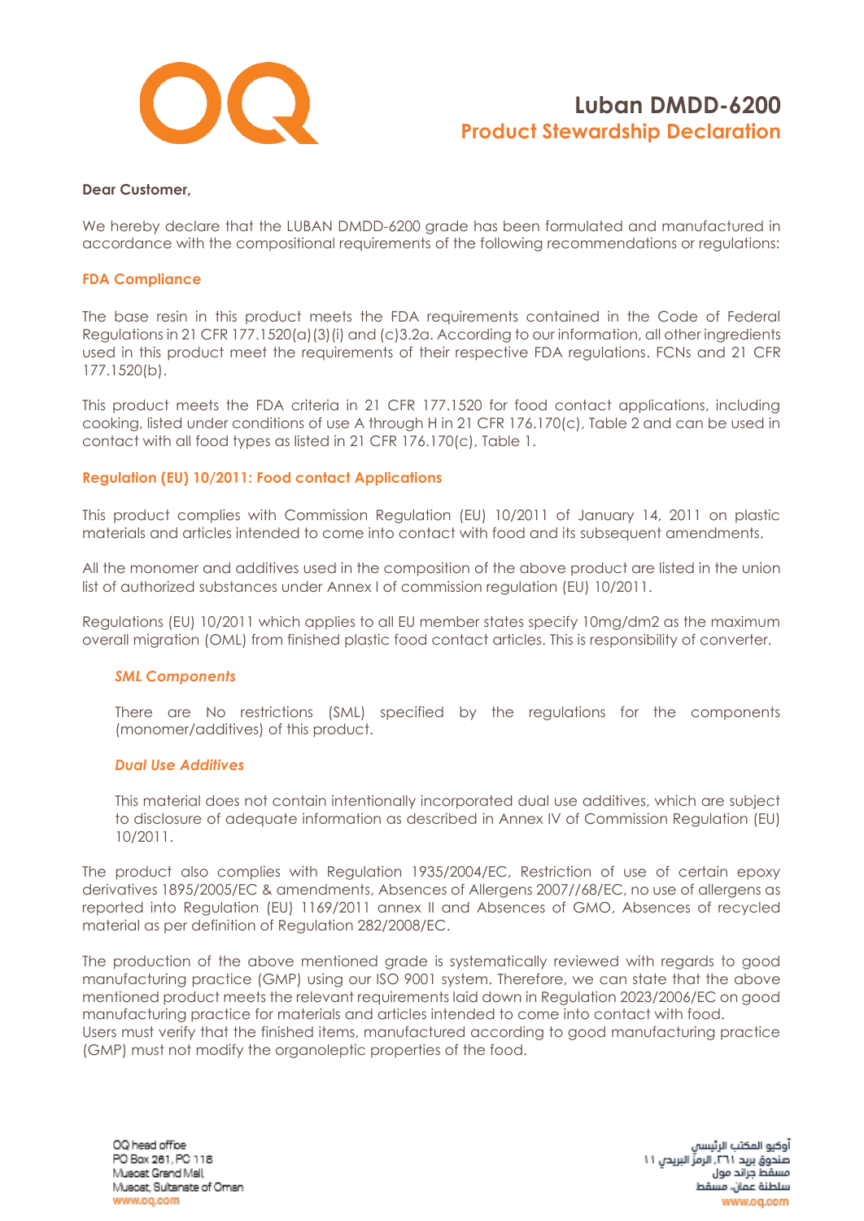# Luban DMDD-6200

## Product Stewardship Declaration

**Dear Customer,**

We hereby declare that the LUBAN DMDD-6200 grade has been formulated and manufactured in accordance with the compositional requirements of the following recommendations or regulations:

### FDA Compliance

The base resin in this product meets the FDA requirements contained in the Code of Federal Regulations in 21 CFR 177.1520(a)(3)(i) and (c)3.2a. According to our information, all other ingredients used in this product meet the requirements of their respective FDA regulations. FCNs and 21 CFR 177.1520(b).

This product meets the FDA criteria in 21 CFR 177.1520 for food contact applications, including cooking, listed under conditions of use A through H in 21 CFR 176.170(c), Table 2 and can be used in contact with all food types as listed in 21 CFR 176.170(c), Table 1.

### Regulation (EU) 10/2011: Food contact Applications

This product complies with Commission Regulation (EU) 10/2011 of January 14, 2011 on plastic materials and articles intended to come into contact with food and its subsequent amendments.

All the monomer and additives used in the composition of the above product are listed in the union list of authorized substances under Annex I of commission regulation (EU) 10/2011.

Regulations (EU) 10/2011 which applies to all EU member states specify 10mg/dm2 as the maximum overall migration (OML) from finished plastic food contact articles. This is responsibility of converter.

#### *SML Components*

There are No restrictions (SML) specified by the regulations for the components (monomer/additives) of this product.

#### *Dual Use Additives*

This material does not contain intentionally incorporated dual use additives, which are subject to disclosure of adequate information as described in Annex IV of Commission Regulation (EU) 10/2011.

The product also complies with Regulation 1935/2004/EC, Restriction of use of certain epoxy derivatives 1895/2005/EC & amendments, Absences of Allergens 2007//68/EC, no use of allergens as reported into Regulation (EU) 1169/2011 annex II and Absences of GMO, Absences of recycled material as per definition of Regulation 282/2008/EC.

The production of the above mentioned grade is systematically reviewed with regards to good manufacturing practice (GMP) using our ISO 9001 system. Therefore, we can state that the above mentioned product meets the relevant requirements laid down in Regulation 2023/2006/EC on good manufacturing practice for materials and articles intended to come into contact with food.
Users must verify that the finished items, manufactured according to good manufacturing practice (GMP) must not modify the organoleptic properties of the food.

OQ head office
PO Box 261, PC 118
Muscat Grand Mall,
Muscat, Sultanate of Oman
www.oq.com

أوكيو المكتب الرئيسي
صندوق بريد ٢٦١، الرمز البريدي ١١٨
مسقط جراند مول
سلطنة عمان، مسقط
www.oq.com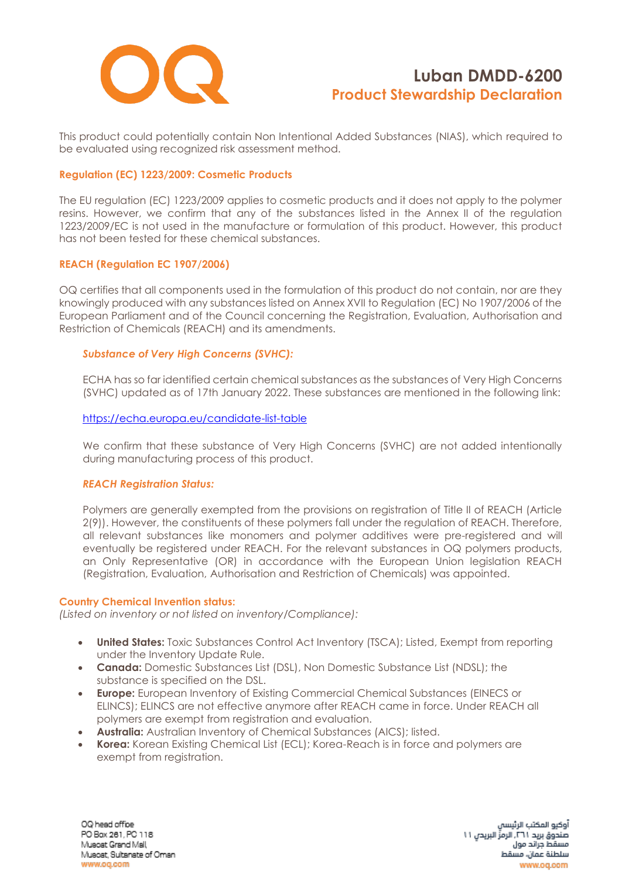# Luban DMDD-6200

## Product Stewardship Declaration

This product could potentially contain Non Intentional Added Substances (NIAS), which required to be evaluated using recognized risk assessment method.

### Regulation (EC) 1223/2009: Cosmetic Products

The EU regulation (EC) 1223/2009 applies to cosmetic products and it does not apply to the polymer resins. However, we confirm that any of the substances listed in the Annex II of the regulation 1223/2009/EC is not used in the manufacture or formulation of this product. However, this product has not been tested for these chemical substances.

### REACH (Regulation EC 1907/2006)

OQ certifies that all components used in the formulation of this product do not contain, nor are they knowingly produced with any substances listed on Annex XVII to Regulation (EC) No 1907/2006 of the European Parliament and of the Council concerning the Registration, Evaluation, Authorisation and Restriction of Chemicals (REACH) and its amendments.

#### *Substance of Very High Concerns (SVHC):*

ECHA has so far identified certain chemical substances as the substances of Very High Concerns (SVHC) updated as of 17th January 2022. These substances are mentioned in the following link:

https://echa.europa.eu/candidate-list-table

We confirm that these substance of Very High Concerns (SVHC) are not added intentionally during manufacturing process of this product.

#### *REACH Registration Status:*

Polymers are generally exempted from the provisions on registration of Title II of REACH (Article 2(9)). However, the constituents of these polymers fall under the regulation of REACH. Therefore, all relevant substances like monomers and polymer additives were pre-registered and will eventually be registered under REACH. For the relevant substances in OQ polymers products, an Only Representative (OR) in accordance with the European Union legislation REACH (Registration, Evaluation, Authorisation and Restriction of Chemicals) was appointed.

### Country Chemical Invention status:

*(Listed on inventory or not listed on inventory/Compliance):*

- **United States:** Toxic Substances Control Act Inventory (TSCA); Listed, Exempt from reporting under the Inventory Update Rule.
- **Canada:** Domestic Substances List (DSL), Non Domestic Substance List (NDSL); the substance is specified on the DSL.
- **Europe:** European Inventory of Existing Commercial Chemical Substances (EINECS or ELINCS); ELINCS are not effective anymore after REACH came in force. Under REACH all polymers are exempt from registration and evaluation.
- **Australia:** Australian Inventory of Chemical Substances (AICS); listed.
- **Korea:** Korean Existing Chemical List (ECL); Korea-Reach is in force and polymers are exempt from registration.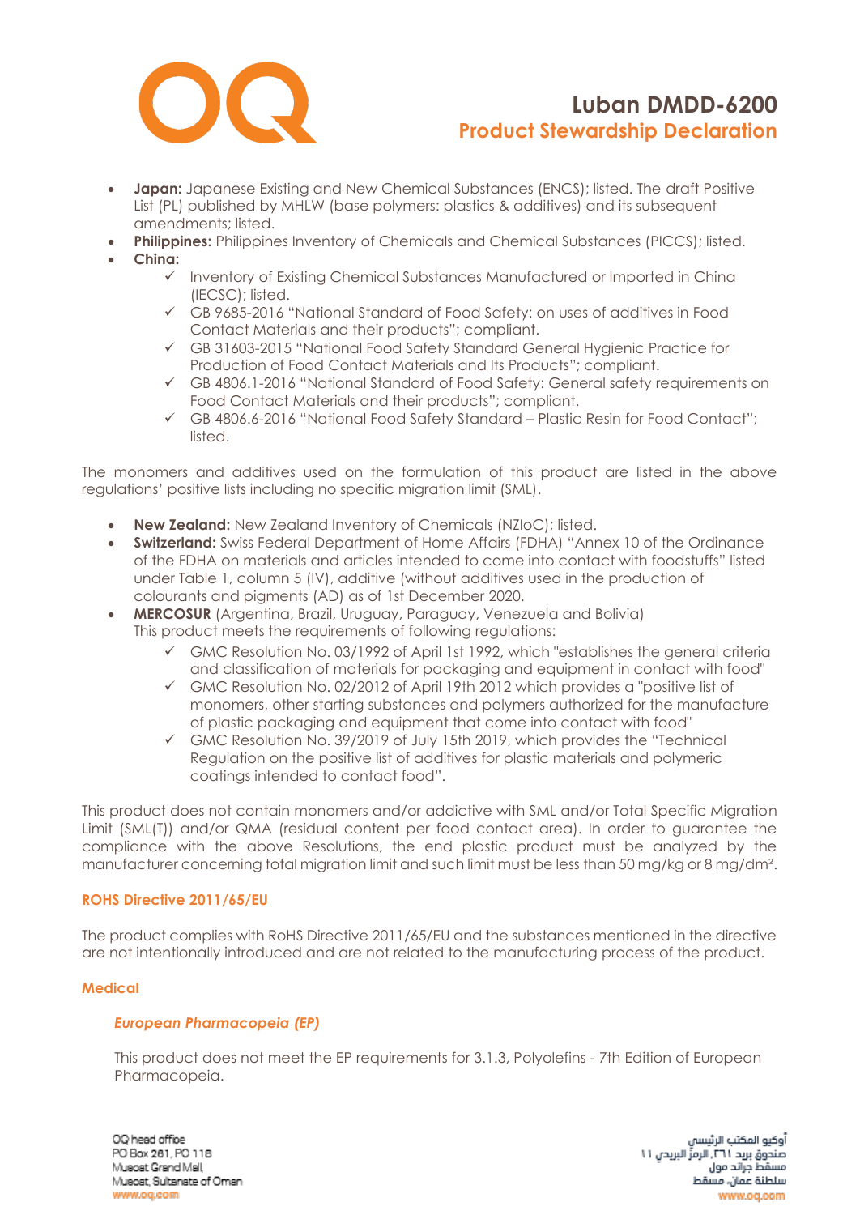- **Japan:** Japanese Existing and New Chemical Substances (ENCS); listed. The draft Positive List (PL) published by MHLW (base polymers: plastics & additives) and its subsequent amendments; listed.
- **Philippines:** Philippines Inventory of Chemicals and Chemical Substances (PICCS); listed.
- **China:**
  - ✓ Inventory of Existing Chemical Substances Manufactured or Imported in China (IECSC); listed.
  - ✓ GB 9685-2016 "National Standard of Food Safety: on uses of additives in Food Contact Materials and their products"; compliant.
  - ✓ GB 31603-2015 "National Food Safety Standard General Hygienic Practice for Production of Food Contact Materials and Its Products"; compliant.
  - ✓ GB 4806.1-2016 "National Standard of Food Safety: General safety requirements on Food Contact Materials and their products"; compliant.
  - ✓ GB 4806.6-2016 "National Food Safety Standard – Plastic Resin for Food Contact"; listed.

The monomers and additives used on the formulation of this product are listed in the above regulations' positive lists including no specific migration limit (SML).

- **New Zealand:** New Zealand Inventory of Chemicals (NZIoC); listed.
- **Switzerland:** Swiss Federal Department of Home Affairs (FDHA) "Annex 10 of the Ordinance of the FDHA on materials and articles intended to come into contact with foodstuffs" listed under Table 1, column 5 (IV), additive (without additives used in the production of colourants and pigments (AD) as of 1st December 2020.
- **MERCOSUR** (Argentina, Brazil, Uruguay, Paraguay, Venezuela and Bolivia) This product meets the requirements of following regulations:
  - ✓ GMC Resolution No. 03/1992 of April 1st 1992, which "establishes the general criteria and classification of materials for packaging and equipment in contact with food"
  - ✓ GMC Resolution No. 02/2012 of April 19th 2012 which provides a "positive list of monomers, other starting substances and polymers authorized for the manufacture of plastic packaging and equipment that come into contact with food"
  - ✓ GMC Resolution No. 39/2019 of July 15th 2019, which provides the "Technical Regulation on the positive list of additives for plastic materials and polymeric coatings intended to contact food".

This product does not contain monomers and/or addictive with SML and/or Total Specific Migration Limit (SML(T)) and/or QMA (residual content per food contact area). In order to guarantee the compliance with the above Resolutions, the end plastic product must be analyzed by the manufacturer concerning total migration limit and such limit must be less than 50 mg/kg or 8 mg/dm².

### ROHS Directive 2011/65/EU

The product complies with RoHS Directive 2011/65/EU and the substances mentioned in the directive are not intentionally introduced and are not related to the manufacturing process of the product.

### Medical

#### *European Pharmacopeia (EP)*

This product does not meet the EP requirements for 3.1.3, Polyolefins - 7th Edition of European Pharmacopeia.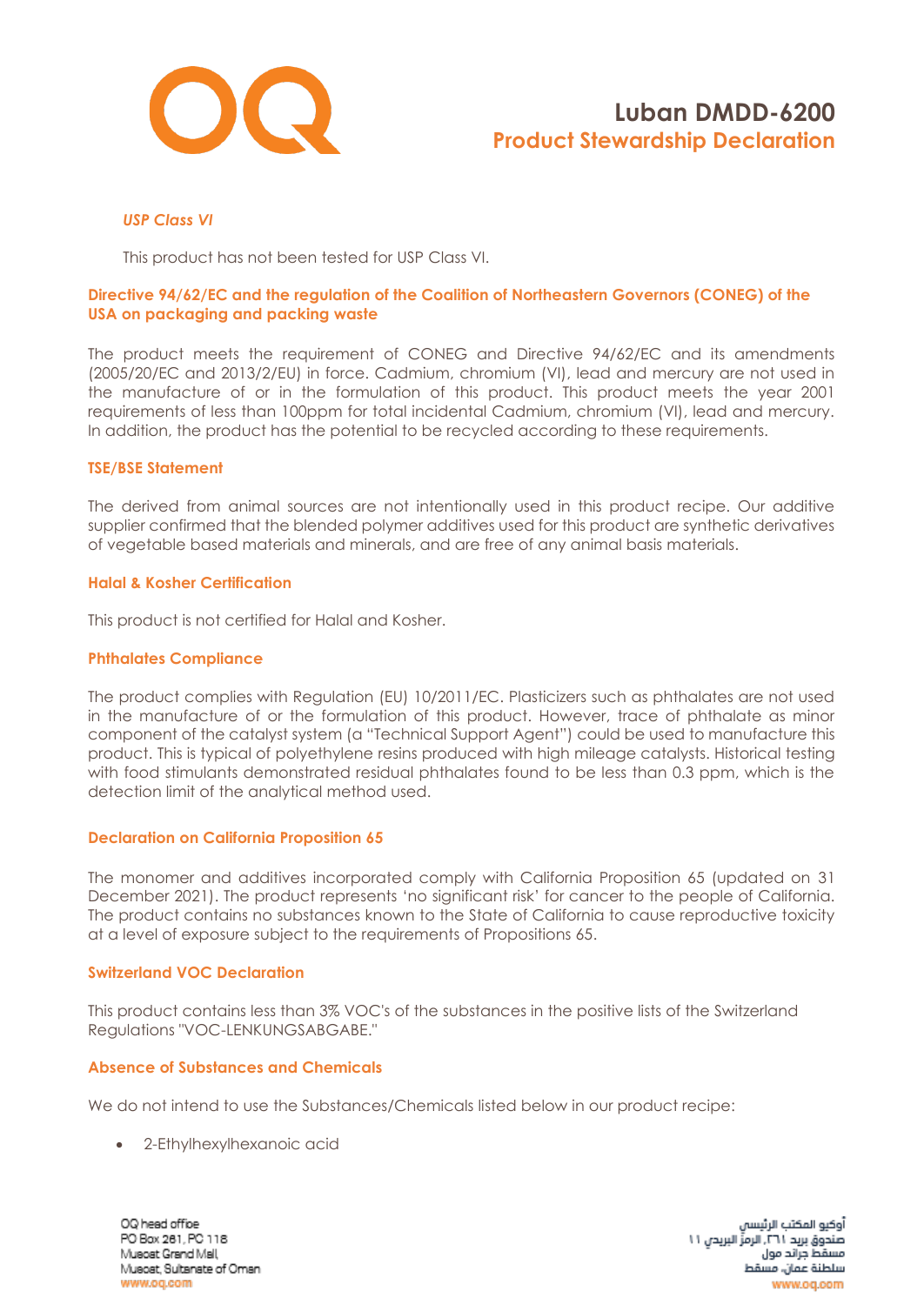*USP Class VI*

This product has not been tested for USP Class VI.

**Directive 94/62/EC and the regulation of the Coalition of Northeastern Governors (CONEG) of the USA on packaging and packing waste**

The product meets the requirement of CONEG and Directive 94/62/EC and its amendments (2005/20/EC and 2013/2/EU) in force. Cadmium, chromium (VI), lead and mercury are not used in the manufacture of or in the formulation of this product. This product meets the year 2001 requirements of less than 100ppm for total incidental Cadmium, chromium (VI), lead and mercury. In addition, the product has the potential to be recycled according to these requirements.

**TSE/BSE Statement**

The derived from animal sources are not intentionally used in this product recipe. Our additive supplier confirmed that the blended polymer additives used for this product are synthetic derivatives of vegetable based materials and minerals, and are free of any animal basis materials.

**Halal & Kosher Certification**

This product is not certified for Halal and Kosher.

**Phthalates Compliance**

The product complies with Regulation (EU) 10/2011/EC. Plasticizers such as phthalates are not used in the manufacture of or the formulation of this product. However, trace of phthalate as minor component of the catalyst system (a "Technical Support Agent") could be used to manufacture this product. This is typical of polyethylene resins produced with high mileage catalysts. Historical testing with food stimulants demonstrated residual phthalates found to be less than 0.3 ppm, which is the detection limit of the analytical method used.

**Declaration on California Proposition 65**

The monomer and additives incorporated comply with California Proposition 65 (updated on 31 December 2021). The product represents 'no significant risk' for cancer to the people of California. The product contains no substances known to the State of California to cause reproductive toxicity at a level of exposure subject to the requirements of Propositions 65.

**Switzerland VOC Declaration**

This product contains less than 3% VOC's of the substances in the positive lists of the Switzerland Regulations "VOC-LENKUNGSABGABE."

**Absence of Substances and Chemicals**

We do not intend to use the Substances/Chemicals listed below in our product recipe:

- 2-Ethylhexylhexanoic acid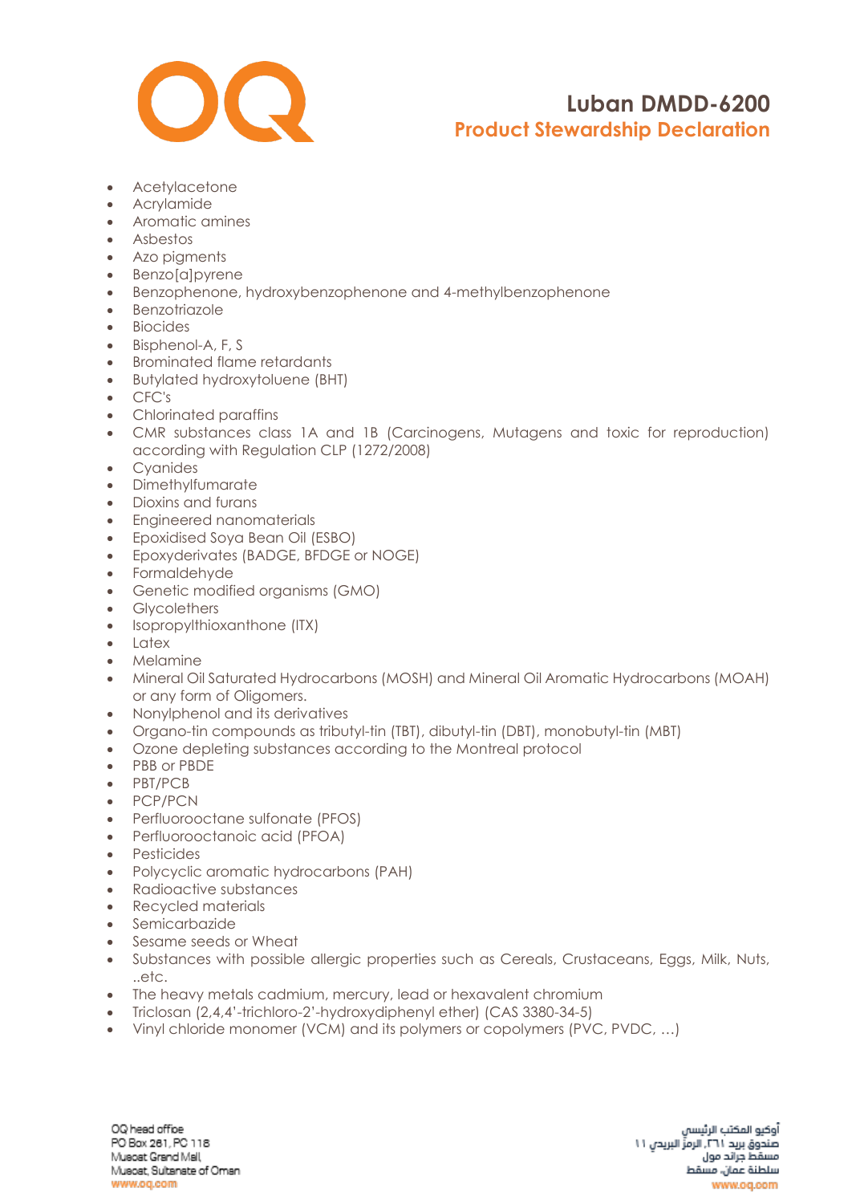- Acetylacetone
- Acrylamide
- Aromatic amines
- Asbestos
- Azo pigments
- Benzo[a]pyrene
- Benzophenone, hydroxybenzophenone and 4-methylbenzophenone
- Benzotriazole
- Biocides
- Bisphenol-A, F, S
- Brominated flame retardants
- Butylated hydroxytoluene (BHT)
- CFC's
- Chlorinated paraffins
- CMR substances class 1A and 1B (Carcinogens, Mutagens and toxic for reproduction) according with Regulation CLP (1272/2008)
- Cyanides
- Dimethylfumarate
- Dioxins and furans
- Engineered nanomaterials
- Epoxidised Soya Bean Oil (ESBO)
- Epoxyderivates (BADGE, BFDGE or NOGE)
- Formaldehyde
- Genetic modified organisms (GMO)
- Glycolethers
- Isopropylthioxanthone (ITX)
- Latex
- Melamine
- Mineral Oil Saturated Hydrocarbons (MOSH) and Mineral Oil Aromatic Hydrocarbons (MOAH) or any form of Oligomers.
- Nonylphenol and its derivatives
- Organo-tin compounds as tributyl-tin (TBT), dibutyl-tin (DBT), monobutyl-tin (MBT)
- Ozone depleting substances according to the Montreal protocol
- PBB or PBDE
- PBT/PCB
- PCP/PCN
- Perfluorooctane sulfonate (PFOS)
- Perfluorooctanoic acid (PFOA)
- Pesticides
- Polycyclic aromatic hydrocarbons (PAH)
- Radioactive substances
- Recycled materials
- Semicarbazide
- Sesame seeds or Wheat
- Substances with possible allergic properties such as Cereals, Crustaceans, Eggs, Milk, Nuts, ..etc.
- The heavy metals cadmium, mercury, lead or hexavalent chromium
- Triclosan (2,4,4'-trichloro-2'-hydroxydiphenyl ether) (CAS 3380-34-5)
- Vinyl chloride monomer (VCM) and its polymers or copolymers (PVC, PVDC, …)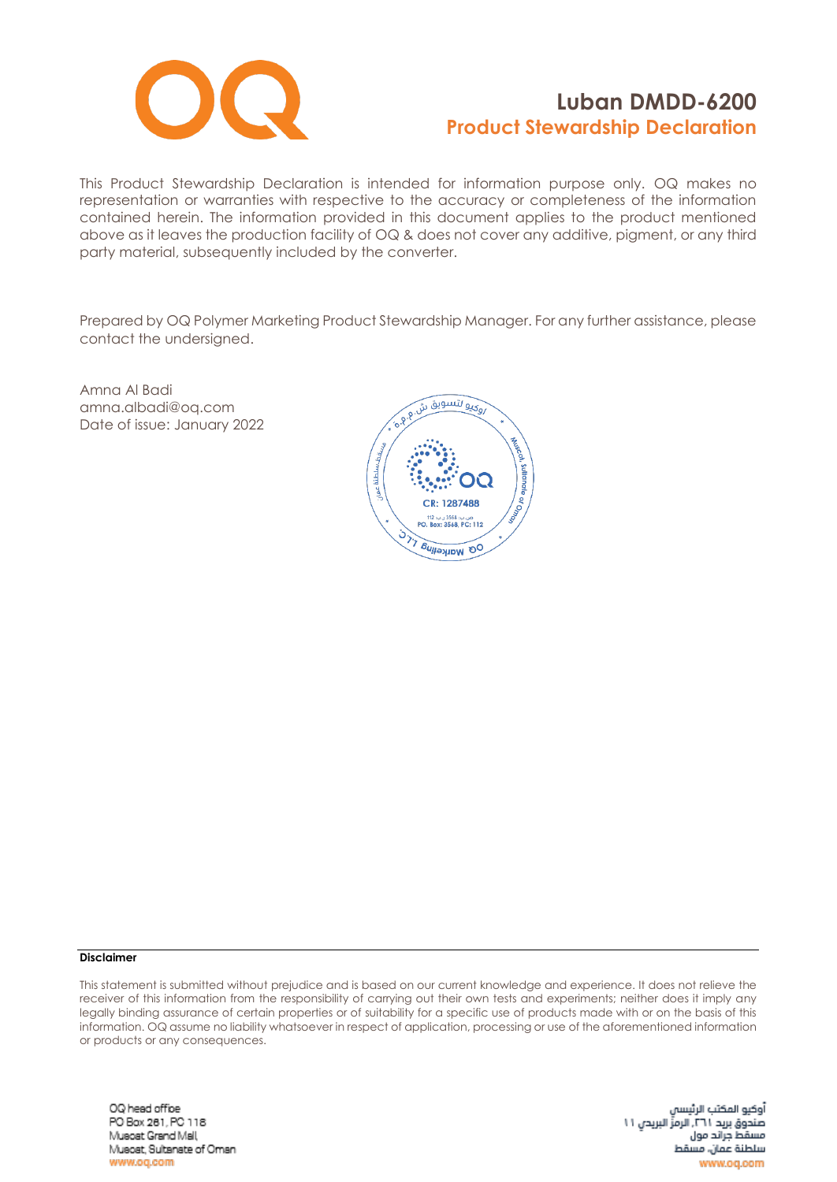# Luban DMDD-6200

## Product Stewardship Declaration

This Product Stewardship Declaration is intended for information purpose only. OQ makes no representation or warranties with respective to the accuracy or completeness of the information contained herein. The information provided in this document applies to the product mentioned above as it leaves the production facility of OQ & does not cover any additive, pigment, or any third party material, subsequently included by the converter.

Prepared by OQ Polymer Marketing Product Stewardship Manager. For any further assistance, please contact the undersigned.

Amna Al Badi
amna.albadi@oq.com
Date of issue: January 2022

**Disclaimer**

This statement is submitted without prejudice and is based on our current knowledge and experience. It does not relieve the receiver of this information from the responsibility of carrying out their own tests and experiments; neither does it imply any legally binding assurance of certain properties or of suitability for a specific use of products made with or on the basis of this information. OQ assume no liability whatsoever in respect of application, processing or use of the aforementioned information or products or any consequences.

OQ head office
PO Box 261, PC 118
Muscat Grand Mall,
Muscat, Sultanate of Oman
www.oq.com

أوكيو المكتب الرئيسي
صندوق بريد ٢٦١، الرمز البريدي ١١
مسقط جراند مول
سلطنة عمان، مسقط
www.oq.com